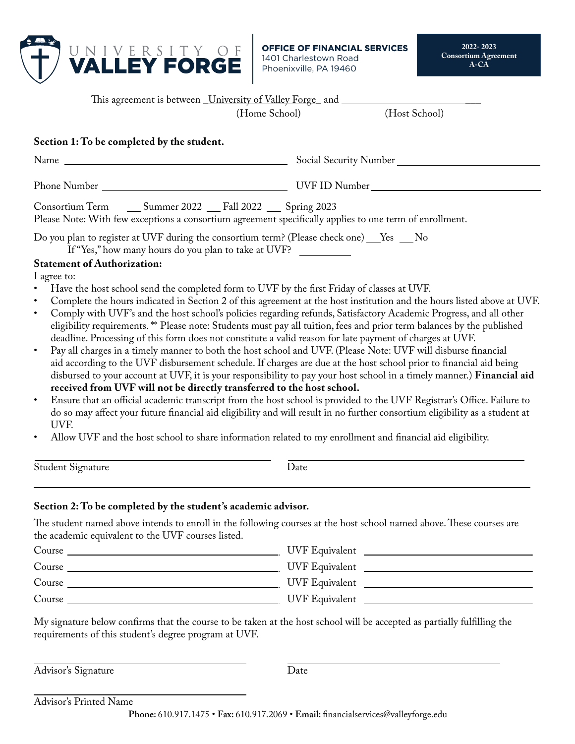UNIVERSITY OF **VALLEY FORGE**

**OFFICE OF FINANCIAL SERVICES**
1401 Charlestown Road
Phoenixville, PA 19460

**2022- 2023 Consortium Agreement A-CA**

This agreement is between University of Valley Forge and ______________________
(Home School) (Host School)

**Section 1: To be completed by the student.**

Name ______________________ Social Security Number ______________________

Phone Number ______________________ UVF ID Number ______________________

Consortium Term ___ Summer 2022 ___ Fall 2022 ___ Spring 2023
Please Note: With few exceptions a consortium agreement specifically applies to one term of enrollment.

Do you plan to register at UVF during the consortium term? (Please check one) ___Yes ___No
If "Yes," how many hours do you plan to take at UVF? ________

**Statement of Authorization:**

I agree to:

- Have the host school send the completed form to UVF by the first Friday of classes at UVF.
- Complete the hours indicated in Section 2 of this agreement at the host institution and the hours listed above at UVF.
- Comply with UVF's and the host school's policies regarding refunds, Satisfactory Academic Progress, and all other eligibility requirements. ** Please note: Students must pay all tuition, fees and prior term balances by the published deadline. Processing of this form does not constitute a valid reason for late payment of charges at UVF.
- Pay all charges in a timely manner to both the host school and UVF. (Please Note: UVF will disburse financial aid according to the UVF disbursement schedule. If charges are due at the host school prior to financial aid being disbursed to your account at UVF, it is your responsibility to pay your host school in a timely manner.) **Financial aid received from UVF will not be directly transferred to the host school.**
- Ensure that an official academic transcript from the host school is provided to the UVF Registrar's Office. Failure to do so may affect your future financial aid eligibility and will result in no further consortium eligibility as a student at UVF.
- Allow UVF and the host school to share information related to my enrollment and financial aid eligibility.

______________________ ______________________
Student Signature Date

**Section 2: To be completed by the student's academic advisor.**

The student named above intends to enroll in the following courses at the host school named above. These courses are the academic equivalent to the UVF courses listed.

Course ______________________ UVF Equivalent ______________________
Course ______________________ UVF Equivalent ______________________
Course ______________________ UVF Equivalent ______________________
Course ______________________ UVF Equivalent ______________________

My signature below confirms that the course to be taken at the host school will be accepted as partially fulfilling the requirements of this student's degree program at UVF.

______________________ ______________________
Advisor's Signature Date

______________________
Advisor's Printed Name

**Phone:** 610.917.1475 • **Fax:** 610.917.2069 • **Email:** financialservices@valleyforge.edu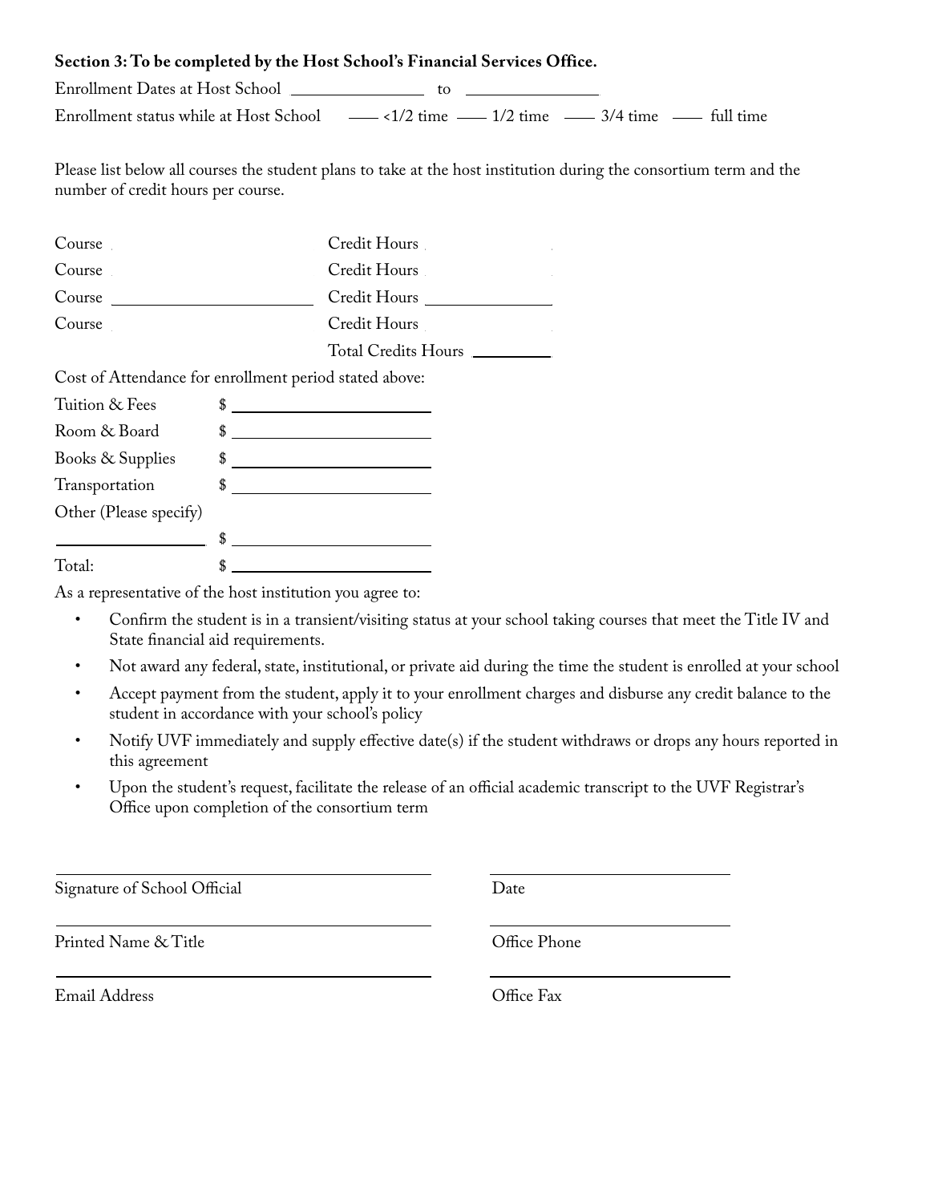**Section 3: To be completed by the Host School's Financial Services Office.**

Enrollment Dates at Host School ______________ to ______________

Enrollment status while at Host School ___ <1/2 time ___ 1/2 time ___ 3/4 time ___ full time

Please list below all courses the student plans to take at the host institution during the consortium term and the number of credit hours per course.

Course ______________________ Credit Hours ______________

Course ______________________ Credit Hours ______________

Course ______________________ Credit Hours ______________

Course ______________________ Credit Hours ______________

Total Credits Hours __________

Cost of Attendance for enrollment period stated above:

Tuition & Fees $ ______________________

Room & Board $ ______________________

Books & Supplies $ ______________________

Transportation $ ______________________

Other (Please specify)

______________ $ ______________________

Total: $ ______________________

As a representative of the host institution you agree to:

- Confirm the student is in a transient/visiting status at your school taking courses that meet the Title IV and State financial aid requirements.
- Not award any federal, state, institutional, or private aid during the time the student is enrolled at your school
- Accept payment from the student, apply it to your enrollment charges and disburse any credit balance to the student in accordance with your school's policy
- Notify UVF immediately and supply effective date(s) if the student withdraws or drops any hours reported in this agreement
- Upon the student's request, facilitate the release of an official academic transcript to the UVF Registrar's Office upon completion of the consortium term

______________________________ ______________________

Signature of School Official Date

______________________________ ______________________

Printed Name & Title Office Phone

______________________________ ______________________

Email Address Office Fax